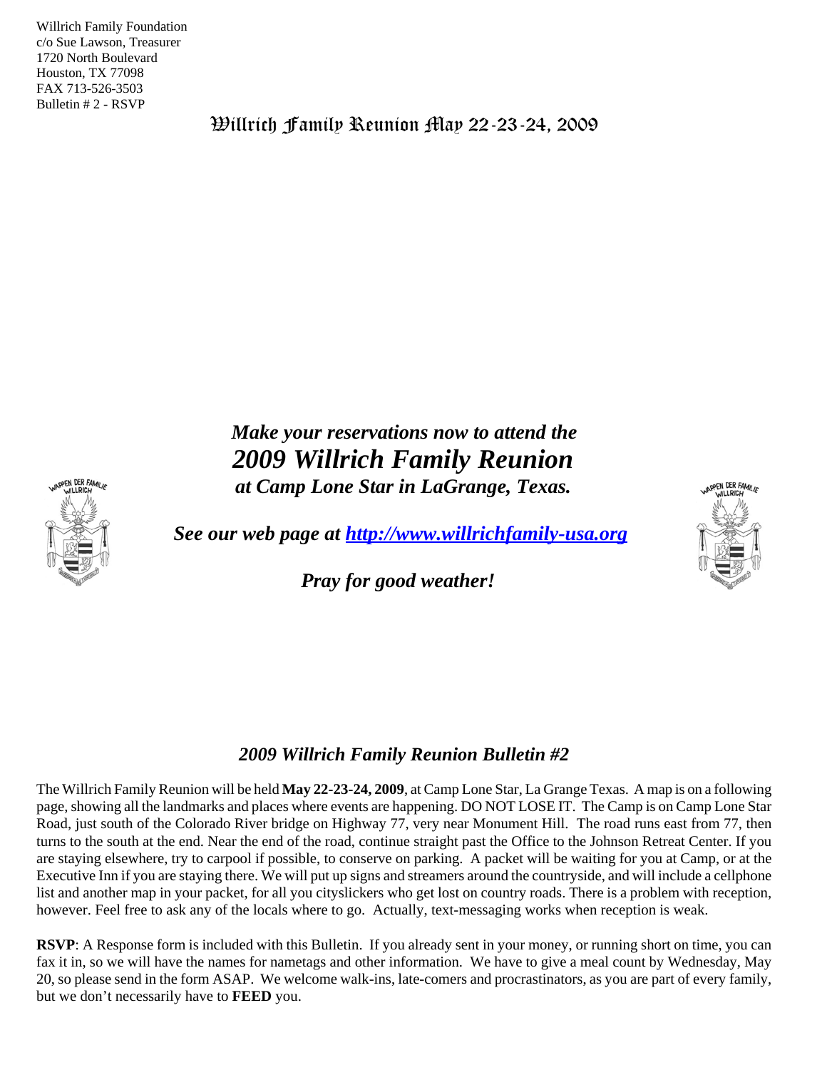Willrich Family Foundation
c/o Sue Lawson, Treasurer
1720 North Boulevard
Houston, TX 77098
FAX 713-526-3503
Bulletin # 2 - RSVP

# Willrich Family Reunion May 22-23-24, 2009

***Make your reservations now to attend the***

## *2009 Willrich Family Reunion*

***at Camp Lone Star in LaGrange, Texas.***

***See our web page at [http://www.willrichfamily-usa.org](http://www.willrichfamily-usa.org)***

***Pray for good weather!***

## *2009 Willrich Family Reunion Bulletin #2*

The Willrich Family Reunion will be held **May 22-23-24, 2009**, at Camp Lone Star, La Grange Texas. A map is on a following page, showing all the landmarks and places where events are happening. DO NOT LOSE IT. The Camp is on Camp Lone Star Road, just south of the Colorado River bridge on Highway 77, very near Monument Hill. The road runs east from 77, then turns to the south at the end. Near the end of the road, continue straight past the Office to the Johnson Retreat Center. If you are staying elsewhere, try to carpool if possible, to conserve on parking. A packet will be waiting for you at Camp, or at the Executive Inn if you are staying there. We will put up signs and streamers around the countryside, and will include a cellphone list and another map in your packet, for all you cityslickers who get lost on country roads. There is a problem with reception, however. Feel free to ask any of the locals where to go. Actually, text-messaging works when reception is weak.

**RSVP**: A Response form is included with this Bulletin. If you already sent in your money, or running short on time, you can fax it in, so we will have the names for nametags and other information. We have to give a meal count by Wednesday, May 20, so please send in the form ASAP. We welcome walk-ins, late-comers and procrastinators, as you are part of every family, but we don't necessarily have to **FEED** you.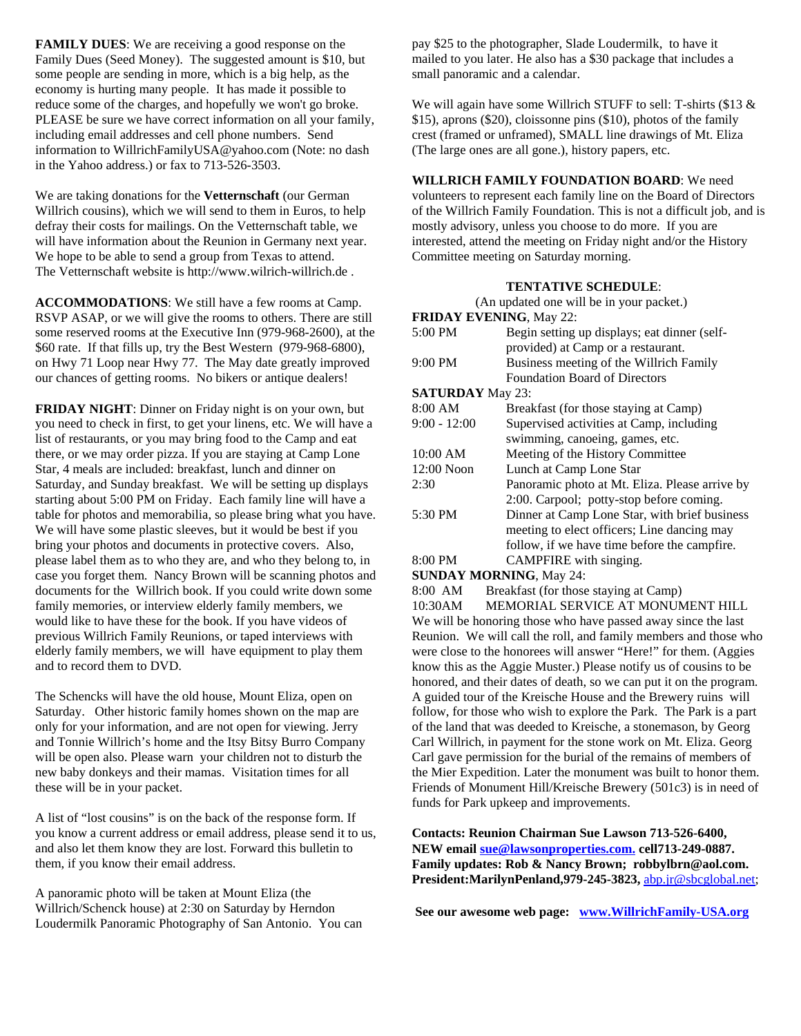**FAMILY DUES**: We are receiving a good response on the Family Dues (Seed Money). The suggested amount is $10, but some people are sending in more, which is a big help, as the economy is hurting many people. It has made it possible to reduce some of the charges, and hopefully we won't go broke. PLEASE be sure we have correct information on all your family, including email addresses and cell phone numbers. Send information to WillrichFamilyUSA@yahoo.com (Note: no dash in the Yahoo address.) or fax to 713-526-3503.

We are taking donations for the **Vetternschaft** (our German Willrich cousins), which we will send to them in Euros, to help defray their costs for mailings. On the Vetternschaft table, we will have information about the Reunion in Germany next year. We hope to be able to send a group from Texas to attend. The Vetternschaft website is http://www.wilrich-willrich.de .

**ACCOMMODATIONS**: We still have a few rooms at Camp. RSVP ASAP, or we will give the rooms to others. There are still some reserved rooms at the Executive Inn (979-968-2600), at the $60 rate. If that fills up, try the Best Western (979-968-6800), on Hwy 71 Loop near Hwy 77. The May date greatly improved our chances of getting rooms. No bikers or antique dealers!

**FRIDAY NIGHT**: Dinner on Friday night is on your own, but you need to check in first, to get your linens, etc. We will have a list of restaurants, or you may bring food to the Camp and eat there, or we may order pizza. If you are staying at Camp Lone Star, 4 meals are included: breakfast, lunch and dinner on Saturday, and Sunday breakfast. We will be setting up displays starting about 5:00 PM on Friday. Each family line will have a table for photos and memorabilia, so please bring what you have. We will have some plastic sleeves, but it would be best if you bring your photos and documents in protective covers. Also, please label them as to who they are, and who they belong to, in case you forget them. Nancy Brown will be scanning photos and documents for the Willrich book. If you could write down some family memories, or interview elderly family members, we would like to have these for the book. If you have videos of previous Willrich Family Reunions, or taped interviews with elderly family members, we will have equipment to play them and to record them to DVD.

The Schencks will have the old house, Mount Eliza, open on Saturday. Other historic family homes shown on the map are only for your information, and are not open for viewing. Jerry and Tonnie Willrich's home and the Itsy Bitsy Burro Company will be open also. Please warn your children not to disturb the new baby donkeys and their mamas. Visitation times for all these will be in your packet.

A list of "lost cousins" is on the back of the response form. If you know a current address or email address, please send it to us, and also let them know they are lost. Forward this bulletin to them, if you know their email address.

A panoramic photo will be taken at Mount Eliza (the Willrich/Schenck house) at 2:30 on Saturday by Herndon Loudermilk Panoramic Photography of San Antonio. You can pay $25 to the photographer, Slade Loudermilk, to have it mailed to you later. He also has a $30 package that includes a small panoramic and a calendar.

We will again have some Willrich STUFF to sell: T-shirts ($13 & $15), aprons ($20), cloissonne pins ($10), photos of the family crest (framed or unframed), SMALL line drawings of Mt. Eliza (The large ones are all gone.), history papers, etc.

**WILLRICH FAMILY FOUNDATION BOARD**: We need volunteers to represent each family line on the Board of Directors of the Willrich Family Foundation. This is not a difficult job, and is mostly advisory, unless you choose to do more. If you are interested, attend the meeting on Friday night and/or the History Committee meeting on Saturday morning.

**TENTATIVE SCHEDULE**:

(An updated one will be in your packet.)

**FRIDAY EVENING**, May 22:

| | |
|---|---|
| 5:00 PM | Begin setting up displays; eat dinner (self-provided) at Camp or a restaurant. |
| 9:00 PM | Business meeting of the Willrich Family Foundation Board of Directors |

**SATURDAY** May 23:

| | |
|---|---|
| 8:00 AM | Breakfast (for those staying at Camp) |
| 9:00 - 12:00 | Supervised activities at Camp, including swimming, canoeing, games, etc. |
| 10:00 AM | Meeting of the History Committee |
| 12:00 Noon | Lunch at Camp Lone Star |
| 2:30 | Panoramic photo at Mt. Eliza. Please arrive by 2:00. Carpool; potty-stop before coming. |
| 5:30 PM | Dinner at Camp Lone Star, with brief business meeting to elect officers; Line dancing may follow, if we have time before the campfire. |
| 8:00 PM | CAMPFIRE with singing. |

**SUNDAY MORNING**, May 24:

| | |
|---|---|
| 8:00 AM | Breakfast (for those staying at Camp) |
| 10:30AM | MEMORIAL SERVICE AT MONUMENT HILL |

We will be honoring those who have passed away since the last Reunion. We will call the roll, and family members and those who were close to the honorees will answer "Here!" for them. (Aggies know this as the Aggie Muster.) Please notify us of cousins to be honored, and their dates of death, so we can put it on the program. A guided tour of the Kreische House and the Brewery ruins will follow, for those who wish to explore the Park. The Park is a part of the land that was deeded to Kreische, a stonemason, by Georg Carl Willrich, in payment for the stone work on Mt. Eliza. Georg Carl gave permission for the burial of the remains of members of the Mier Expedition. Later the monument was built to honor them. Friends of Monument Hill/Kreische Brewery (501c3) is in need of funds for Park upkeep and improvements.

**Contacts: Reunion Chairman Sue Lawson 713-526-6400, NEW email sue@lawsonproperties.com. cell713-249-0887. Family updates: Rob & Nancy Brown; robbylbrn@aol.com. President:MarilynPenland,979-245-3823,** abp.jr@sbcglobal.net;

**See our awesome web page: www.WillrichFamily-USA.org**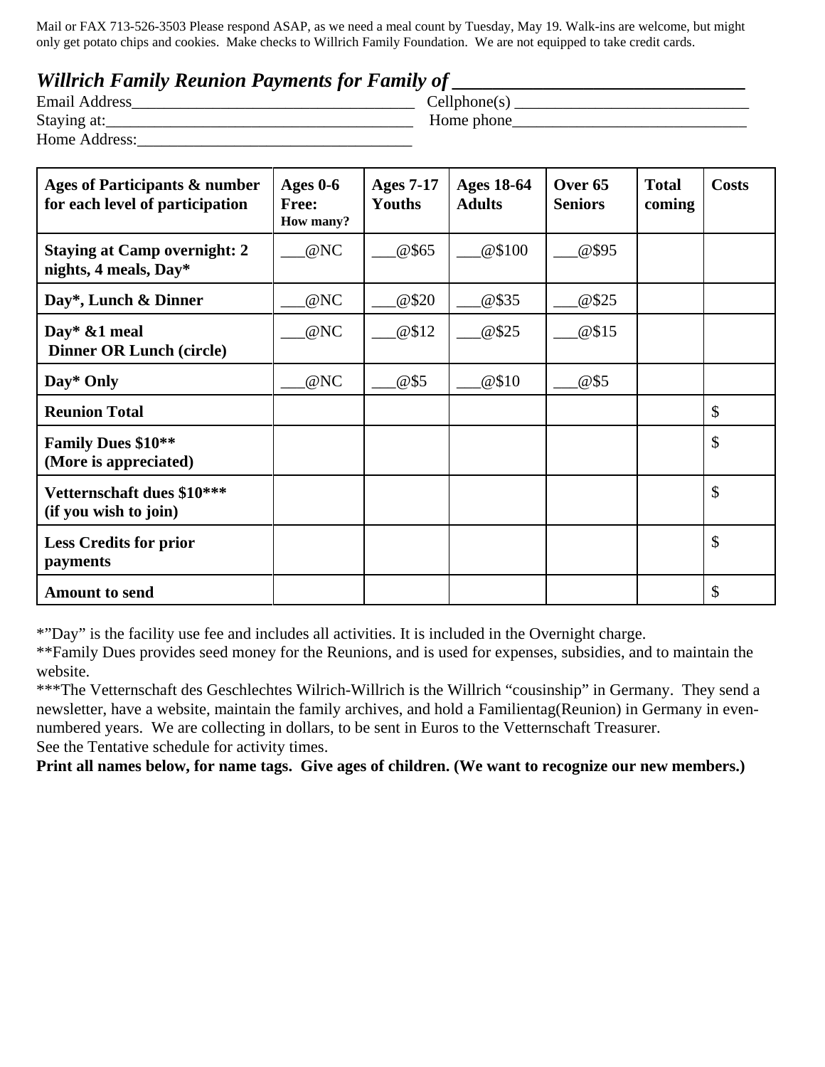Mail or FAX 713-526-3503 Please respond ASAP, as we need a meal count by Tuesday, May 19. Walk-ins are welcome, but might only get potato chips and cookies. Make checks to Willrich Family Foundation. We are not equipped to take credit cards.

## *Willrich Family Reunion Payments for Family of ____________________________*

Email Address__________________________________ Cellphone(s) ____________________________

Staying at:____________________________________ Home phone____________________________

Home Address:_________________________________

| Ages of Participants & number for each level of participation | Ages 0-6 Free: How many? | Ages 7-17 Youths | Ages 18-64 Adults | Over 65 Seniors | Total coming | Costs |
|---|---|---|---|---|---|---|
| **Staying at Camp overnight: 2 nights, 4 meals, Day*** | ___@NC | ___@$65 | ___@$100 | ___@$95 | | |
| **Day*, Lunch & Dinner** | ___@NC | ___@$20 | ___@$35 | ___@$25 | | |
| **Day* &1 meal Dinner OR Lunch (circle)** | ___@NC | ___@$12 | ___@$25 | ___@$15 | | |
| **Day* Only** | ___@NC | ___@$5 | ___@$10 | ___@$5 | | |
| **Reunion Total** | | | | | | $ |
| **Family Dues $10** (More is appreciated)** | | | | | | $ |
| **Vetternschaft dues $10*** (if you wish to join)** | | | | | | $ |
| **Less Credits for prior payments** | | | | | | $ |
| **Amount to send** | | | | | | $ |

*"Day" is the facility use fee and includes all activities. It is included in the Overnight charge.

**Family Dues provides seed money for the Reunions, and is used for expenses, subsidies, and to maintain the website.

***The Vetternschaft des Geschlechtes Wilrich-Willrich is the Willrich "cousinship" in Germany. They send a newsletter, have a website, maintain the family archives, and hold a Familientag(Reunion) in Germany in even-numbered years. We are collecting in dollars, to be sent in Euros to the Vetternschaft Treasurer.

See the Tentative schedule for activity times.

**Print all names below, for name tags. Give ages of children. (We want to recognize our new members.)**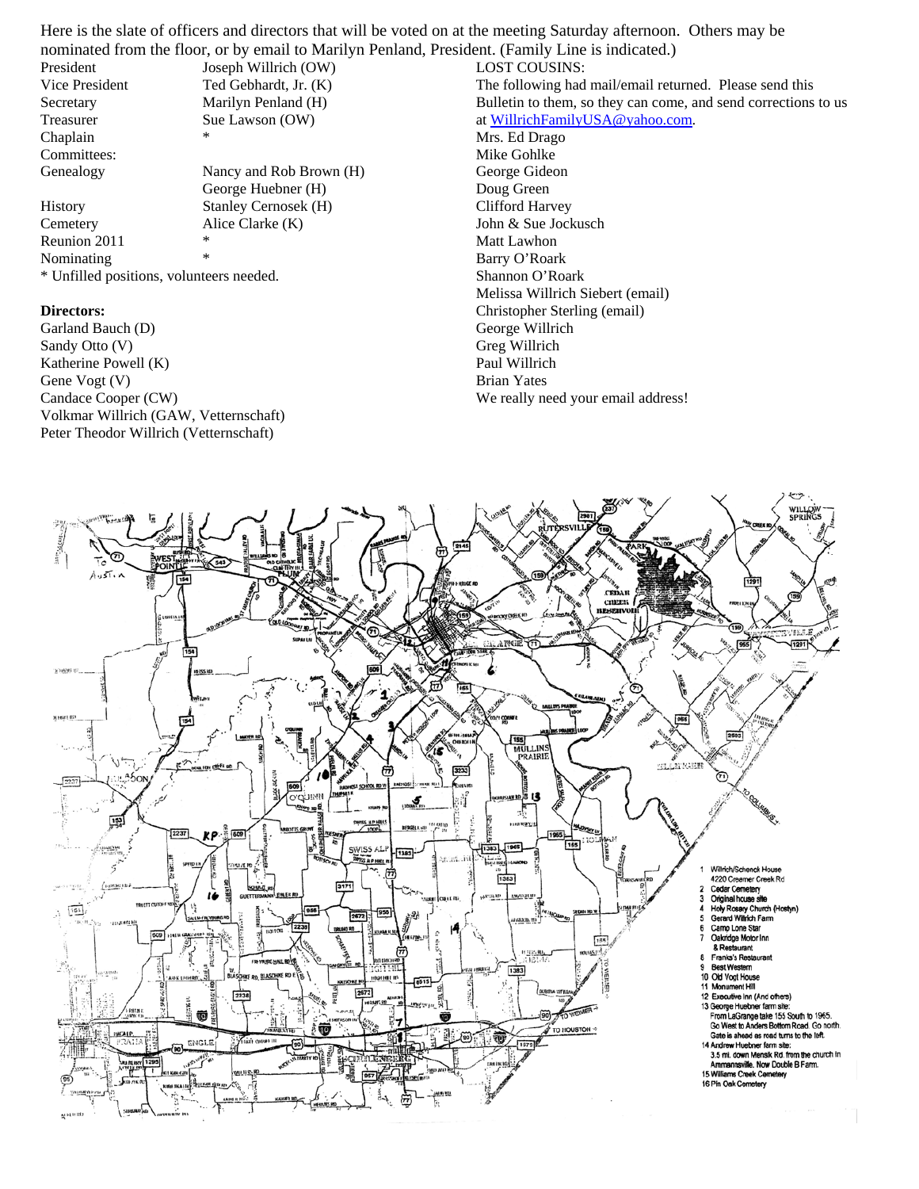Here is the slate of officers and directors that will be voted on at the meeting Saturday afternoon. Others may be nominated from the floor, or by email to Marilyn Penland, President. (Family Line is indicated.)

| | |
|---|---|
| President | Joseph Willrich (OW) |
| Vice President | Ted Gebhardt, Jr. (K) |
| Secretary | Marilyn Penland (H) |
| Treasurer | Sue Lawson (OW) |
| Chaplain | * |
| Committees: | |
| Genealogy | Nancy and Rob Brown (H) |
| | George Huebner (H) |
| History | Stanley Cernosek (H) |
| Cemetery | Alice Clarke (K) |
| Reunion 2011 | * |
| Nominating | * |

* Unfilled positions, volunteers needed.

**Directors:**

Garland Bauch (D)
Sandy Otto (V)
Katherine Powell (K)
Gene Vogt (V)
Candace Cooper (CW)
Volkmar Willrich (GAW, Vetternschaft)
Peter Theodor Willrich (Vetternschaft)

LOST COUSINS:

The following had mail/email returned. Please send this Bulletin to them, so they can come, and send corrections to us at WillrichFamilyUSA@yahoo.com.

Mrs. Ed Drago
Mike Gohlke
George Gideon
Doug Green
Clifford Harvey
John & Sue Jockusch
Matt Lawhon
Barry O'Roark
Shannon O'Roark
Melissa Willrich Siebert (email)
Christopher Sterling (email)
George Willrich
Greg Willrich
Paul Willrich
Brian Yates

We really need your email address!

1 Willrich/Schenck House
4220 Creamer Creek Rd
2 Cedar Cemetery
3 Original house site
4 Holy Rosary Church (Hostyn)
5 Gerard Willrich Farm
6 Camp Lone Star
7 Oakridge Motor Inn & Restaurant
8 Frank's Restaurant
9 Best Western
10 Old Vogt House
11 Monument Hill
12 Executive Inn (And others)
13 George Huebner farm site:
From LaGrange take 155 South to 1965. Go West to Anders Bottom Road. Go north. Gate is ahead as road turns to the left.
14 Andrew Huebner farm site:
3.5 mi. down Mensik Rd. from the church in Ammannsville. Now Double B Farm.
15 Williams Creek Cemetery
16 Pin Oak Cemetery